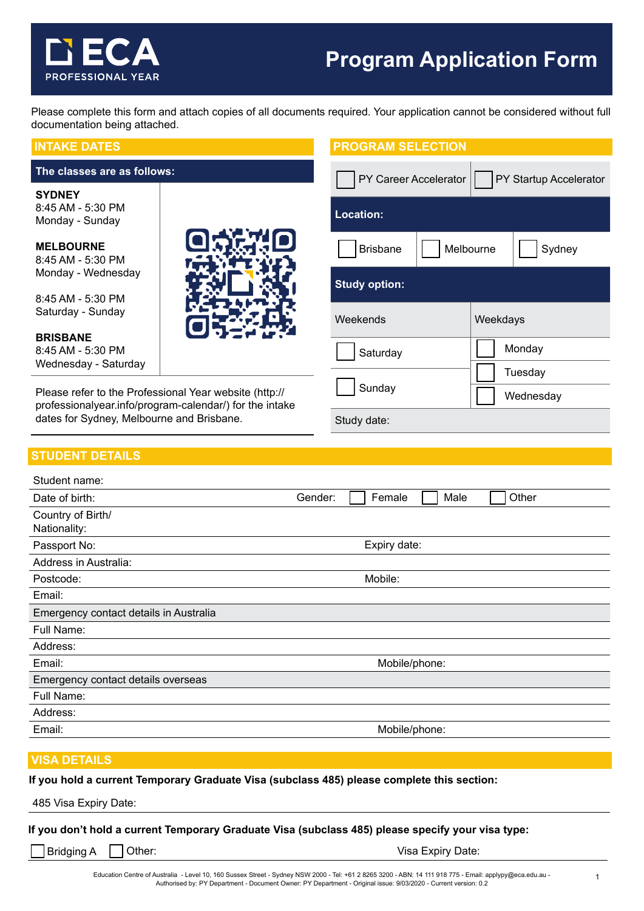# ECA PROFESSIONAL YEAR

# Program Application Form

Please complete this form and attach copies of all documents required. Your application cannot be considered without full documentation being attached.

## INTAKE DATES

**The classes are as follows:**

**SYDNEY**
8:45 AM - 5:30 PM
Monday - Sunday

**MELBOURNE**
8:45 AM - 5:30 PM
Monday - Wednesday

8:45 AM - 5:30 PM
Saturday - Sunday

**BRISBANE**
8:45 AM - 5:30 PM
Wednesday - Saturday

Please refer to the Professional Year website (http://professionalyear.info/program-calendar/) for the intake dates for Sydney, Melbourne and Brisbane.

## PROGRAM SELECTION

☐ PY Career Accelerator ☐ PY Startup Accelerator

**Location:**

☐ Brisbane ☐ Melbourne ☐ Sydney

**Study option:**

| Weekends | Weekdays |
|---|---|
| ☐ Saturday | ☐ Monday |
| | ☐ Tuesday |
| ☐ Sunday | ☐ Wednesday |

Study date:

## STUDENT DETAILS

| | |
|---|---|
| Student name: | |
| Date of birth: | Gender: ☐ Female ☐ Male ☐ Other |
| Country of Birth/ Nationality: | |
| Passport No: | Expiry date: |
| Address in Australia: | |
| Postcode: | Mobile: |
| Email: | |
| **Emergency contact details in Australia** | |
| Full Name: | |
| Address: | |
| Email: | Mobile/phone: |
| **Emergency contact details overseas** | |
| Full Name: | |
| Address: | |
| Email: | Mobile/phone: |

## VISA DETAILS

**If you hold a current Temporary Graduate Visa (subclass 485) please complete this section:**

485 Visa Expiry Date:

**If you don't hold a current Temporary Graduate Visa (subclass 485) please specify your visa type:**

☐ Bridging A ☐ Other: Visa Expiry Date:

Education Centre of Australia - Level 10, 160 Sussex Street - Sydney NSW 2000 - Tel: +61 2 8265 3200 - ABN: 14 111 918 775 - Email: applypy@eca.edu.au - Authorised by: PY Department - Document Owner: PY Department - Original issue: 9/03/2020 - Current version: 0.2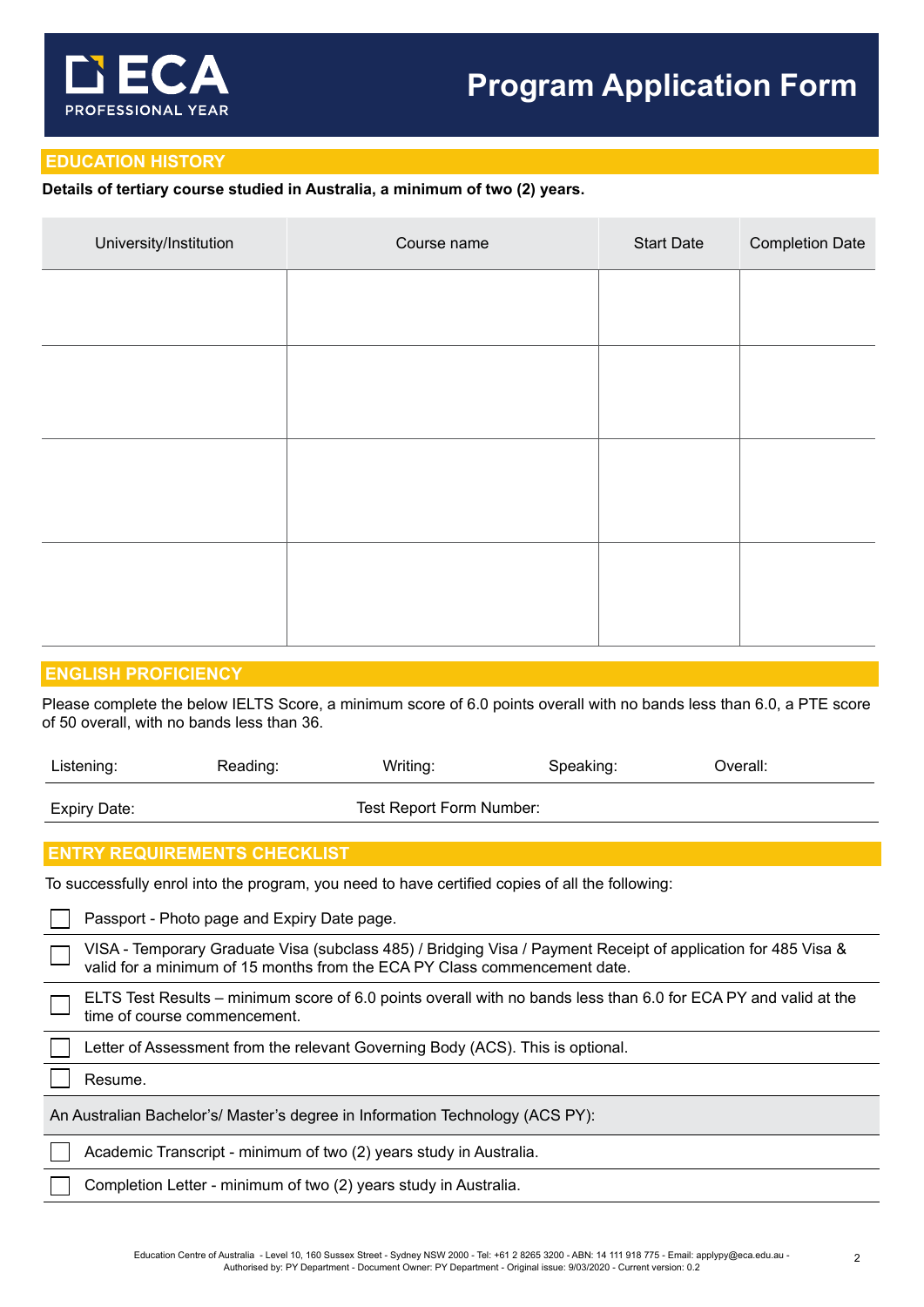# ECA PROFESSIONAL YEAR

# Program Application Form

## EDUCATION HISTORY

**Details of tertiary course studied in Australia, a minimum of two (2) years.**

| University/Institution | Course name | Start Date | Completion Date |
|---|---|---|---|
| | | | |
| | | | |
| | | | |
| | | | |

## ENGLISH PROFICIENCY

Please complete the below IELTS Score, a minimum score of 6.0 points overall with no bands less than 6.0, a PTE score of 50 overall, with no bands less than 36.

| Listening: | Reading: | Writing: | Speaking: | Overall: |
|---|---|---|---|---|

| Expiry Date: | Test Report Form Number: |
|---|---|

## ENTRY REQUIREMENTS CHECKLIST

To successfully enrol into the program, you need to have certified copies of all the following:

- [ ] Passport - Photo page and Expiry Date page.
- [ ] VISA - Temporary Graduate Visa (subclass 485) / Bridging Visa / Payment Receipt of application for 485 Visa & valid for a minimum of 15 months from the ECA PY Class commencement date.
- [ ] ELTS Test Results – minimum score of 6.0 points overall with no bands less than 6.0 for ECA PY and valid at the time of course commencement.
- [ ] Letter of Assessment from the relevant Governing Body (ACS). This is optional.
- [ ] Resume.

An Australian Bachelor's/ Master's degree in Information Technology (ACS PY):

- [ ] Academic Transcript - minimum of two (2) years study in Australia.
- [ ] Completion Letter - minimum of two (2) years study in Australia.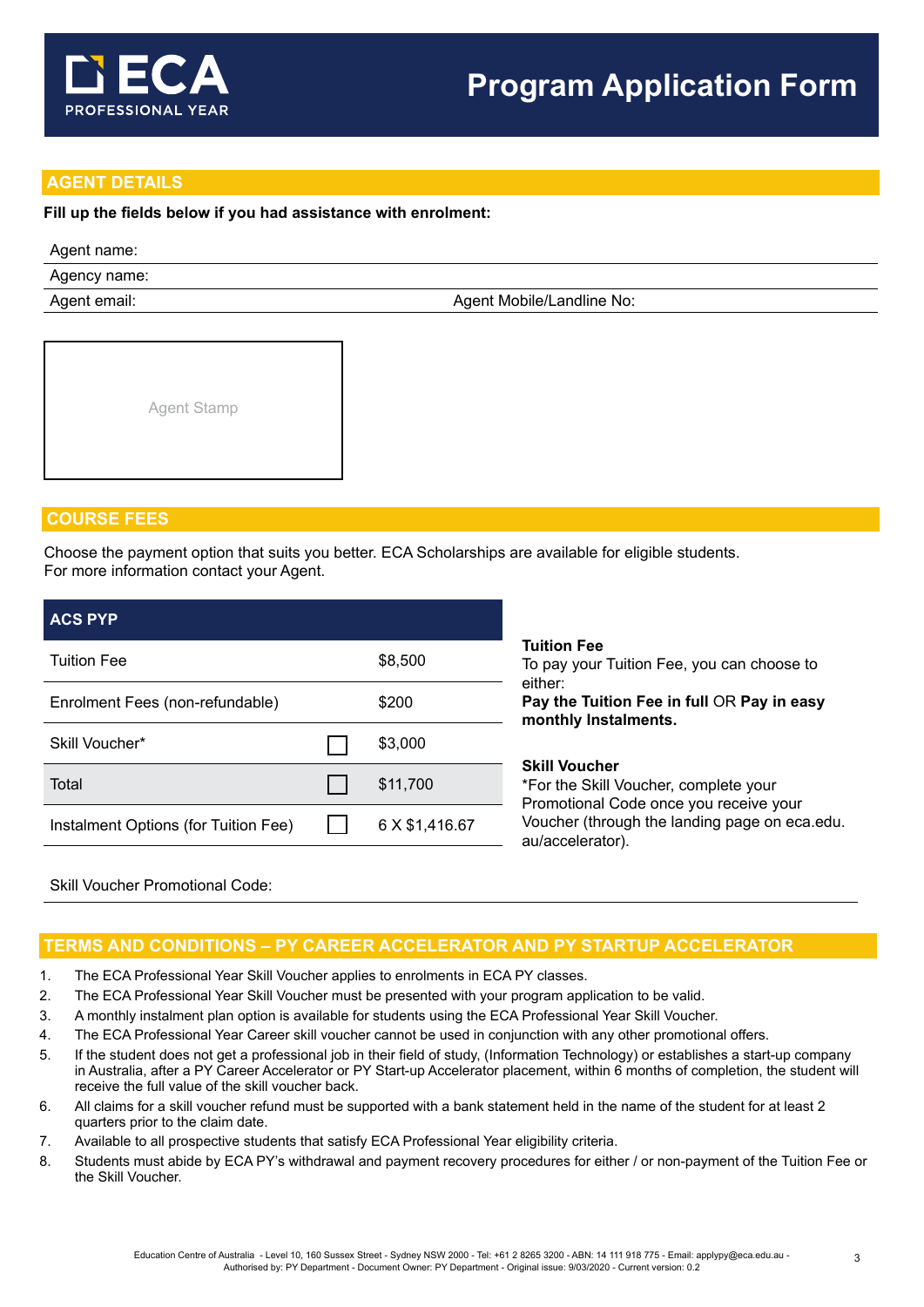# Program Application Form

ECA PROFESSIONAL YEAR

## AGENT DETAILS

**Fill up the fields below if you had assistance with enrolment:**

Agent name:

Agency name:

Agent email: Agent Mobile/Landline No:

Agent Stamp

## COURSE FEES

Choose the payment option that suits you better. ECA Scholarships are available for eligible students.
For more information contact your Agent.

| ACS PYP | | |
|---|---|---|
| Tuition Fee | | $8,500 |
| Enrolment Fees (non-refundable) | | $200 |
| Skill Voucher* | ☐ | $3,000 |
| Total | ☐ | $11,700 |
| Instalment Options (for Tuition Fee) | ☐ | 6 X $1,416.67 |

**Tuition Fee**
To pay your Tuition Fee, you can choose to either:
**Pay the Tuition Fee in full** OR **Pay in easy monthly Instalments.**

**Skill Voucher**
*For the Skill Voucher, complete your Promotional Code once you receive your Voucher (through the landing page on eca.edu.au/accelerator).

Skill Voucher Promotional Code:

## TERMS AND CONDITIONS – PY CAREER ACCELERATOR AND PY STARTUP ACCELERATOR

1. The ECA Professional Year Skill Voucher applies to enrolments in ECA PY classes.
2. The ECA Professional Year Skill Voucher must be presented with your program application to be valid.
3. A monthly instalment plan option is available for students using the ECA Professional Year Skill Voucher.
4. The ECA Professional Year Career skill voucher cannot be used in conjunction with any other promotional offers.
5. If the student does not get a professional job in their field of study, (Information Technology) or establishes a start-up company in Australia, after a PY Career Accelerator or PY Start-up Accelerator placement, within 6 months of completion, the student will receive the full value of the skill voucher back.
6. All claims for a skill voucher refund must be supported with a bank statement held in the name of the student for at least 2 quarters prior to the claim date.
7. Available to all prospective students that satisfy ECA Professional Year eligibility criteria.
8. Students must abide by ECA PY's withdrawal and payment recovery procedures for either / or non-payment of the Tuition Fee or the Skill Voucher.

Education Centre of Australia - Level 10, 160 Sussex Street - Sydney NSW 2000 - Tel: +61 2 8265 3200 - ABN: 14 111 918 775 - Email: applypy@eca.edu.au - Authorised by: PY Department - Document Owner: PY Department - Original issue: 9/03/2020 - Current version: 0.2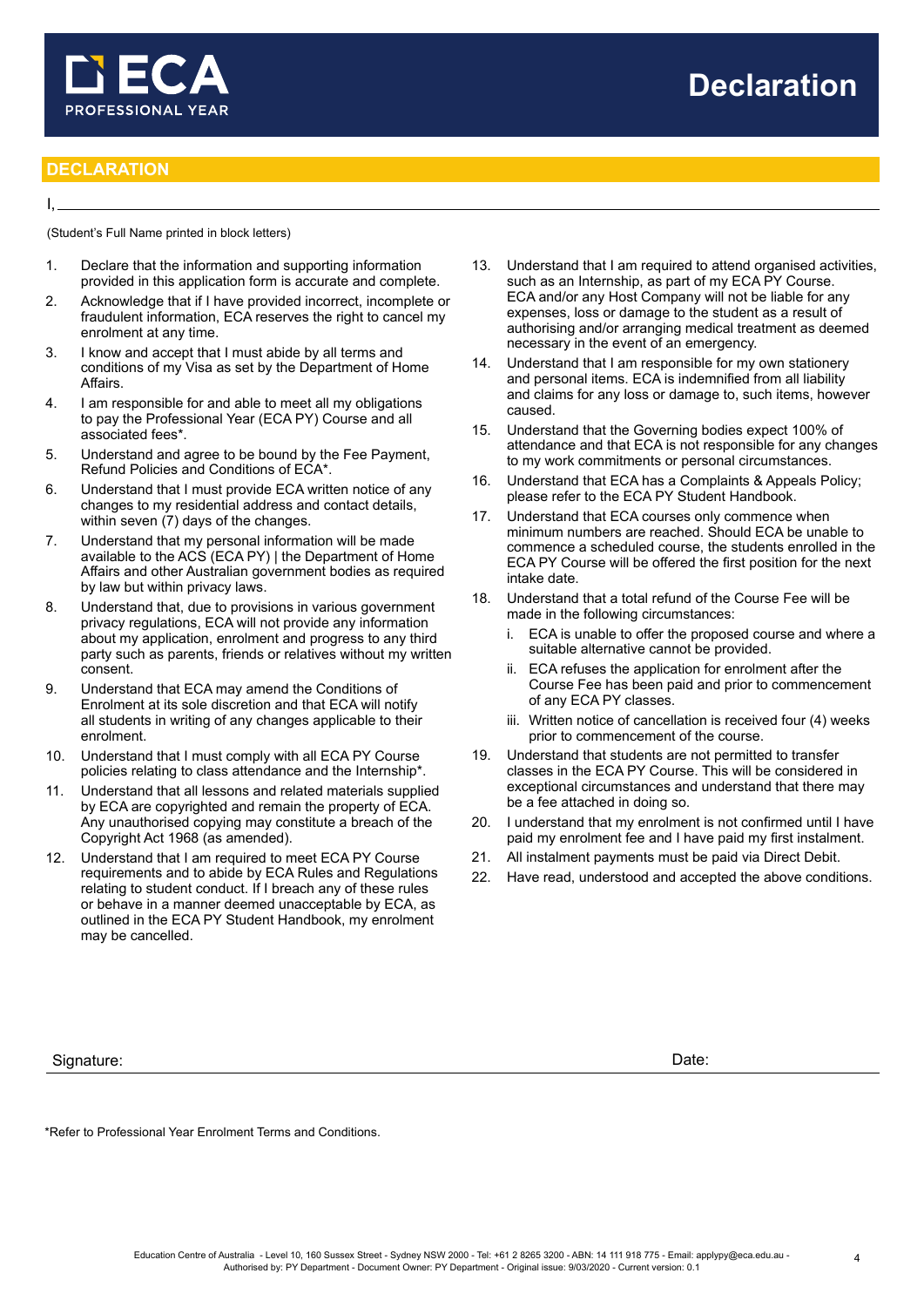# Declaration

## DECLARATION

I, ______________________________________________

(Student's Full Name printed in block letters)

1. Declare that the information and supporting information provided in this application form is accurate and complete.
2. Acknowledge that if I have provided incorrect, incomplete or fraudulent information, ECA reserves the right to cancel my enrolment at any time.
3. I know and accept that I must abide by all terms and conditions of my Visa as set by the Department of Home Affairs.
4. I am responsible for and able to meet all my obligations to pay the Professional Year (ECA PY) Course and all associated fees*.
5. Understand and agree to be bound by the Fee Payment, Refund Policies and Conditions of ECA*.
6. Understand that I must provide ECA written notice of any changes to my residential address and contact details, within seven (7) days of the changes.
7. Understand that my personal information will be made available to the ACS (ECA PY) | the Department of Home Affairs and other Australian government bodies as required by law but within privacy laws.
8. Understand that, due to provisions in various government privacy regulations, ECA will not provide any information about my application, enrolment and progress to any third party such as parents, friends or relatives without my written consent.
9. Understand that ECA may amend the Conditions of Enrolment at its sole discretion and that ECA will notify all students in writing of any changes applicable to their enrolment.
10. Understand that I must comply with all ECA PY Course policies relating to class attendance and the Internship*.
11. Understand that all lessons and related materials supplied by ECA are copyrighted and remain the property of ECA. Any unauthorised copying may constitute a breach of the Copyright Act 1968 (as amended).
12. Understand that I am required to meet ECA PY Course requirements and to abide by ECA Rules and Regulations relating to student conduct. If I breach any of these rules or behave in a manner deemed unacceptable by ECA, as outlined in the ECA PY Student Handbook, my enrolment may be cancelled.
13. Understand that I am required to attend organised activities, such as an Internship, as part of my ECA PY Course. ECA and/or any Host Company will not be liable for any expenses, loss or damage to the student as a result of authorising and/or arranging medical treatment as deemed necessary in the event of an emergency.
14. Understand that I am responsible for my own stationery and personal items. ECA is indemnified from all liability and claims for any loss or damage to, such items, however caused.
15. Understand that the Governing bodies expect 100% of attendance and that ECA is not responsible for any changes to my work commitments or personal circumstances.
16. Understand that ECA has a Complaints & Appeals Policy; please refer to the ECA PY Student Handbook.
17. Understand that ECA courses only commence when minimum numbers are reached. Should ECA be unable to commence a scheduled course, the students enrolled in the ECA PY Course will be offered the first position for the next intake date.
18. Understand that a total refund of the Course Fee will be made in the following circumstances:
    i. ECA is unable to offer the proposed course and where a suitable alternative cannot be provided.
    ii. ECA refuses the application for enrolment after the Course Fee has been paid and prior to commencement of any ECA PY classes.
    iii. Written notice of cancellation is received four (4) weeks prior to commencement of the course.
19. Understand that students are not permitted to transfer classes in the ECA PY Course. This will be considered in exceptional circumstances and understand that there may be a fee attached in doing so.
20. I understand that my enrolment is not confirmed until I have paid my enrolment fee and I have paid my first instalment.
21. All instalment payments must be paid via Direct Debit.
22. Have read, understood and accepted the above conditions.

Signature: ______________________ Date: ______________________

*Refer to Professional Year Enrolment Terms and Conditions.

Education Centre of Australia - Level 10, 160 Sussex Street - Sydney NSW 2000 - Tel: +61 2 8265 3200 - ABN: 14 111 918 775 - Email: applypy@eca.edu.au - Authorised by: PY Department - Document Owner: PY Department - Original issue: 9/03/2020 - Current version: 0.1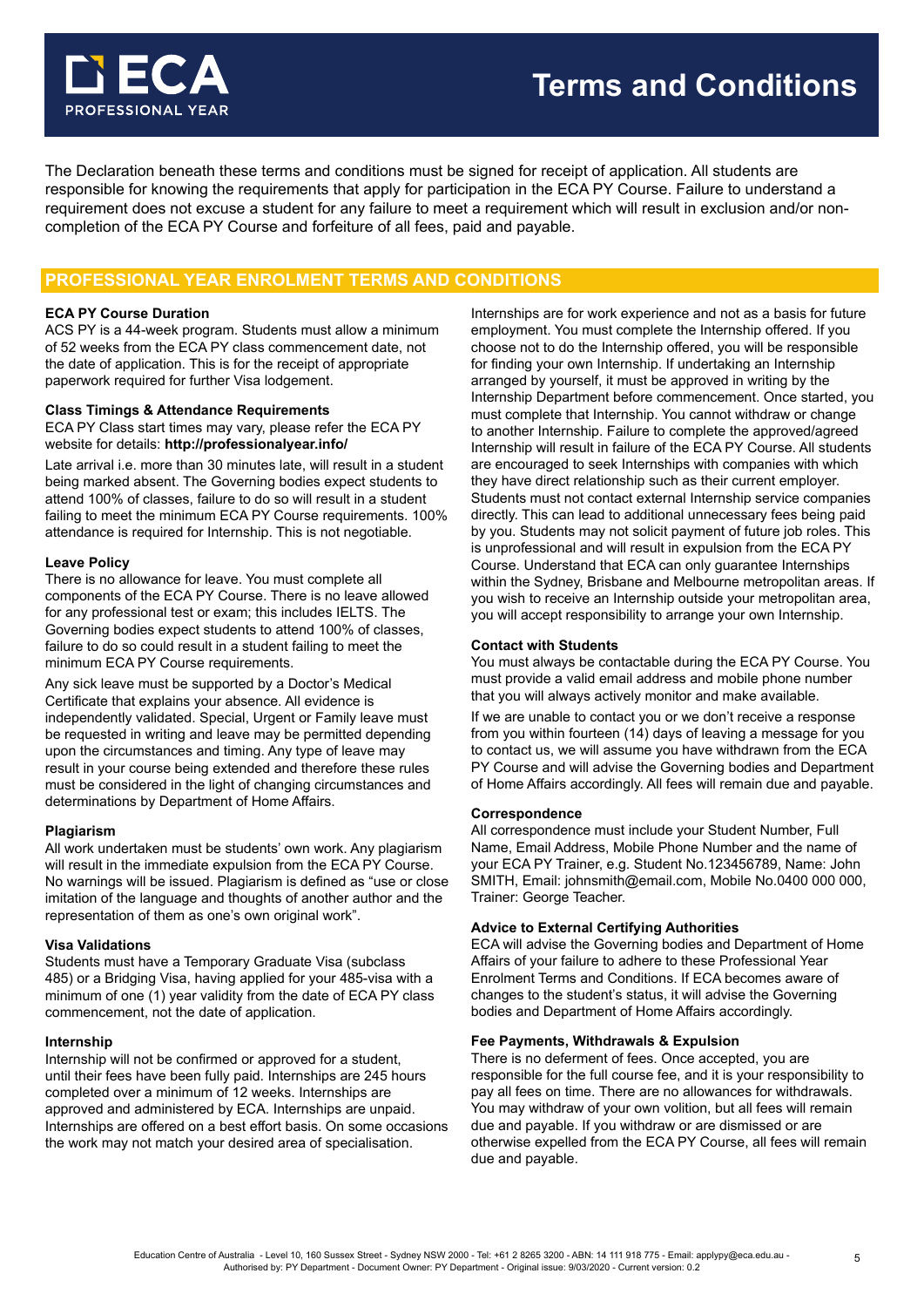# Terms and Conditions

The Declaration beneath these terms and conditions must be signed for receipt of application. All students are responsible for knowing the requirements that apply for participation in the ECA PY Course. Failure to understand a requirement does not excuse a student for any failure to meet a requirement which will result in exclusion and/or non-completion of the ECA PY Course and forfeiture of all fees, paid and payable.

## PROFESSIONAL YEAR ENROLMENT TERMS AND CONDITIONS

### ECA PY Course Duration

ACS PY is a 44-week program. Students must allow a minimum of 52 weeks from the ECA PY class commencement date, not the date of application. This is for the receipt of appropriate paperwork required for further Visa lodgement.

### Class Timings & Attendance Requirements

ECA PY Class start times may vary, please refer the ECA PY website for details: **http://professionalyear.info/**

Late arrival i.e. more than 30 minutes late, will result in a student being marked absent. The Governing bodies expect students to attend 100% of classes, failure to do so will result in a student failing to meet the minimum ECA PY Course requirements. 100% attendance is required for Internship. This is not negotiable.

### Leave Policy

There is no allowance for leave. You must complete all components of the ECA PY Course. There is no leave allowed for any professional test or exam; this includes IELTS. The Governing bodies expect students to attend 100% of classes, failure to do so could result in a student failing to meet the minimum ECA PY Course requirements.

Any sick leave must be supported by a Doctor's Medical Certificate that explains your absence. All evidence is independently validated. Special, Urgent or Family leave must be requested in writing and leave may be permitted depending upon the circumstances and timing. Any type of leave may result in your course being extended and therefore these rules must be considered in the light of changing circumstances and determinations by Department of Home Affairs.

### Plagiarism

All work undertaken must be students' own work. Any plagiarism will result in the immediate expulsion from the ECA PY Course. No warnings will be issued. Plagiarism is defined as "use or close imitation of the language and thoughts of another author and the representation of them as one's own original work".

### Visa Validations

Students must have a Temporary Graduate Visa (subclass 485) or a Bridging Visa, having applied for your 485-visa with a minimum of one (1) year validity from the date of ECA PY class commencement, not the date of application.

### Internship

Internship will not be confirmed or approved for a student, until their fees have been fully paid. Internships are 245 hours completed over a minimum of 12 weeks. Internships are approved and administered by ECA. Internships are unpaid. Internships are offered on a best effort basis. On some occasions the work may not match your desired area of specialisation.

Internships are for work experience and not as a basis for future employment. You must complete the Internship offered. If you choose not to do the Internship offered, you will be responsible for finding your own Internship. If undertaking an Internship arranged by yourself, it must be approved in writing by the Internship Department before commencement. Once started, you must complete that Internship. You cannot withdraw or change to another Internship. Failure to complete the approved/agreed Internship will result in failure of the ECA PY Course. All students are encouraged to seek Internships with companies with which they have direct relationship such as their current employer. Students must not contact external Internship service companies directly. This can lead to additional unnecessary fees being paid by you. Students may not solicit payment of future job roles. This is unprofessional and will result in expulsion from the ECA PY Course. Understand that ECA can only guarantee Internships within the Sydney, Brisbane and Melbourne metropolitan areas. If you wish to receive an Internship outside your metropolitan area, you will accept responsibility to arrange your own Internship.

### Contact with Students

You must always be contactable during the ECA PY Course. You must provide a valid email address and mobile phone number that you will always actively monitor and make available.

If we are unable to contact you or we don't receive a response from you within fourteen (14) days of leaving a message for you to contact us, we will assume you have withdrawn from the ECA PY Course and will advise the Governing bodies and Department of Home Affairs accordingly. All fees will remain due and payable.

### Correspondence

All correspondence must include your Student Number, Full Name, Email Address, Mobile Phone Number and the name of your ECA PY Trainer, e.g. Student No.123456789, Name: John SMITH, Email: johnsmith@email.com, Mobile No.0400 000 000, Trainer: George Teacher.

### Advice to External Certifying Authorities

ECA will advise the Governing bodies and Department of Home Affairs of your failure to adhere to these Professional Year Enrolment Terms and Conditions. If ECA becomes aware of changes to the student's status, it will advise the Governing bodies and Department of Home Affairs accordingly.

### Fee Payments, Withdrawals & Expulsion

There is no deferment of fees. Once accepted, you are responsible for the full course fee, and it is your responsibility to pay all fees on time. There are no allowances for withdrawals. You may withdraw of your own volition, but all fees will remain due and payable. If you withdraw or are dismissed or are otherwise expelled from the ECA PY Course, all fees will remain due and payable.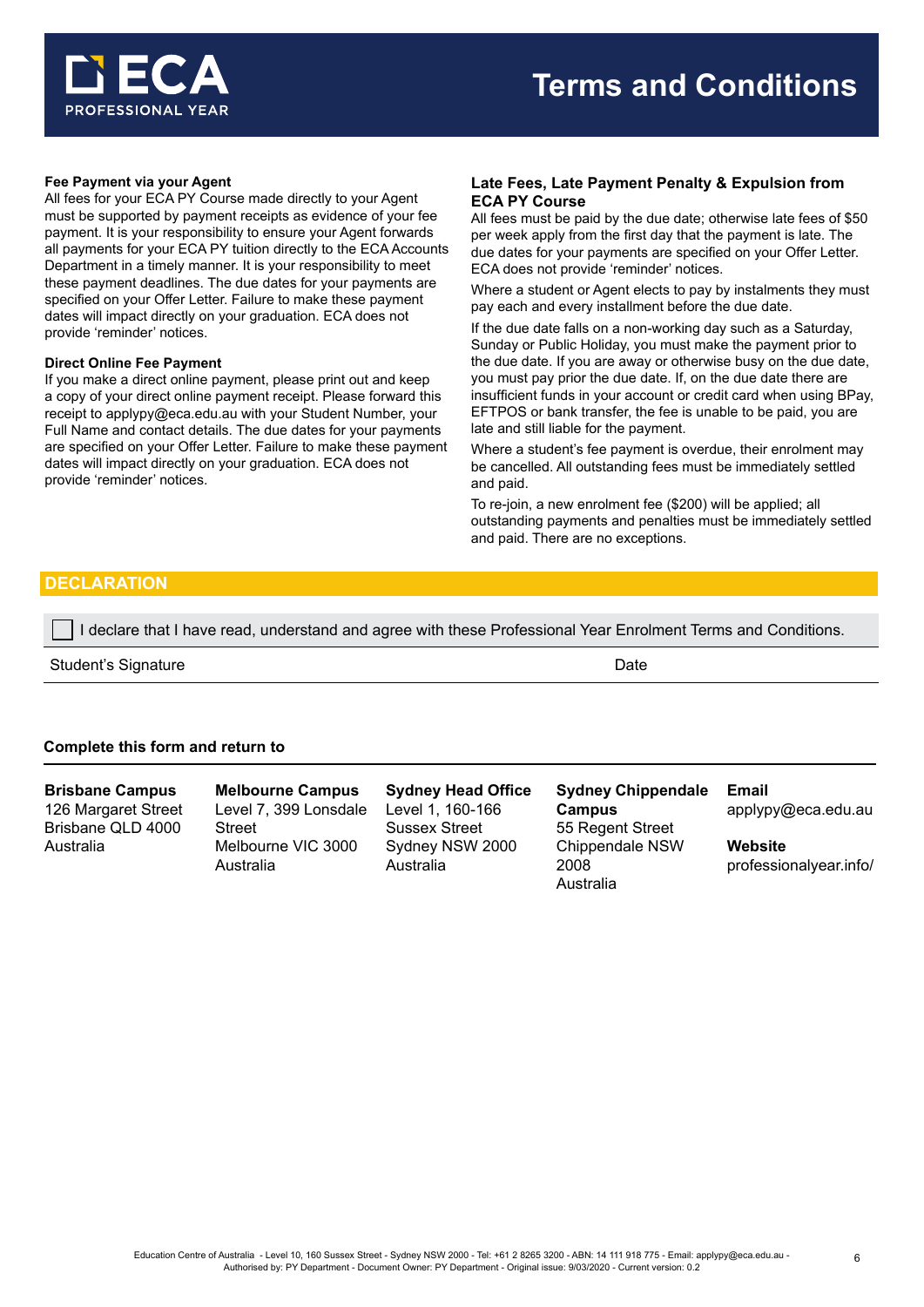# Terms and Conditions

### Fee Payment via your Agent

All fees for your ECA PY Course made directly to your Agent must be supported by payment receipts as evidence of your fee payment. It is your responsibility to ensure your Agent forwards all payments for your ECA PY tuition directly to the ECA Accounts Department in a timely manner. It is your responsibility to meet these payment deadlines. The due dates for your payments are specified on your Offer Letter. Failure to make these payment dates will impact directly on your graduation. ECA does not provide 'reminder' notices.

### Direct Online Fee Payment

If you make a direct online payment, please print out and keep a copy of your direct online payment receipt. Please forward this receipt to applypy@eca.edu.au with your Student Number, your Full Name and contact details. The due dates for your payments are specified on your Offer Letter. Failure to make these payment dates will impact directly on your graduation. ECA does not provide 'reminder' notices.

### Late Fees, Late Payment Penalty & Expulsion from ECA PY Course

All fees must be paid by the due date; otherwise late fees of $50 per week apply from the first day that the payment is late. The due dates for your payments are specified on your Offer Letter. ECA does not provide 'reminder' notices.

Where a student or Agent elects to pay by instalments they must pay each and every installment before the due date.

If the due date falls on a non-working day such as a Saturday, Sunday or Public Holiday, you must make the payment prior to the due date. If you are away or otherwise busy on the due date, you must pay prior the due date. If, on the due date there are insufficient funds in your account or credit card when using BPay, EFTPOS or bank transfer, the fee is unable to be paid, you are late and still liable for the payment.

Where a student's fee payment is overdue, their enrolment may be cancelled. All outstanding fees must be immediately settled and paid.

To re-join, a new enrolment fee ($200) will be applied; all outstanding payments and penalties must be immediately settled and paid. There are no exceptions.

## DECLARATION

☐ I declare that I have read, understand and agree with these Professional Year Enrolment Terms and Conditions.

Student's Signature                                        Date

**Complete this form and return to**

**Brisbane Campus**
126 Margaret Street
Brisbane QLD 4000
Australia

**Melbourne Campus**
Level 7, 399 Lonsdale Street
Melbourne VIC 3000
Australia

**Sydney Head Office**
Level 1, 160-166 Sussex Street
Sydney NSW 2000
Australia

**Sydney Chippendale Campus**
55 Regent Street
Chippendale NSW 2008
Australia

**Email**
applypy@eca.edu.au

**Website**
professionalyear.info/

Education Centre of Australia - Level 10, 160 Sussex Street - Sydney NSW 2000 - Tel: +61 2 8265 3200 - ABN: 14 111 918 775 - Email: applypy@eca.edu.au - Authorised by: PY Department - Document Owner: PY Department - Original issue: 9/03/2020 - Current version: 0.2